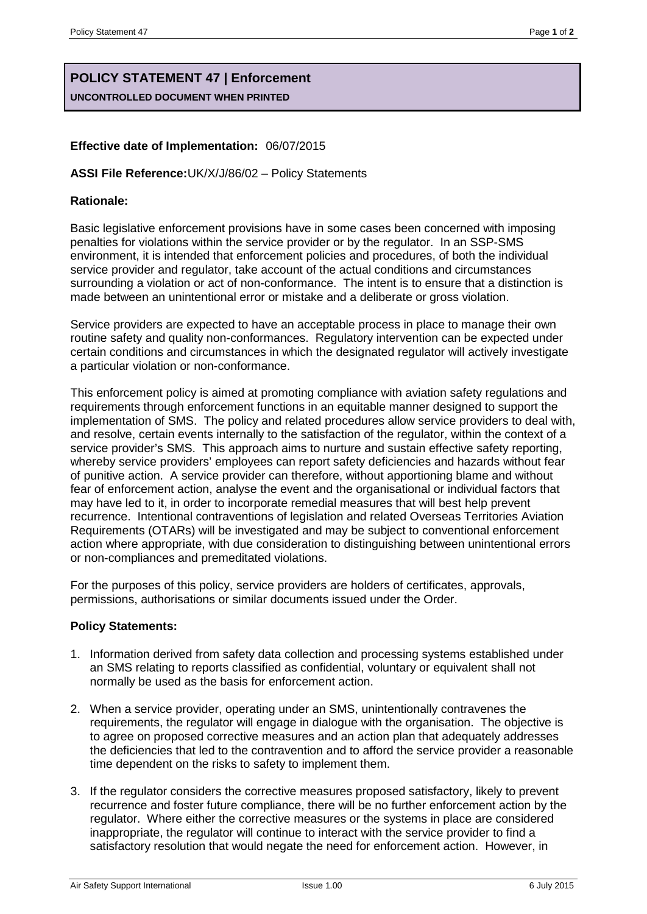# POLICY STATEMENT 47 | Enforcement

**UNCONTROLLED DOCUMENT WHEN PRINTED**

**Effective date of Implementation:** 06/07/2015

**ASSI File Reference:**UK/X/J/86/02 – Policy Statements

**Rationale:**

Basic legislative enforcement provisions have in some cases been concerned with imposing penalties for violations within the service provider or by the regulator. In an SSP-SMS environment, it is intended that enforcement policies and procedures, of both the individual service provider and regulator, take account of the actual conditions and circumstances surrounding a violation or act of non-conformance. The intent is to ensure that a distinction is made between an unintentional error or mistake and a deliberate or gross violation.

Service providers are expected to have an acceptable process in place to manage their own routine safety and quality non-conformances. Regulatory intervention can be expected under certain conditions and circumstances in which the designated regulator will actively investigate a particular violation or non-conformance.

This enforcement policy is aimed at promoting compliance with aviation safety regulations and requirements through enforcement functions in an equitable manner designed to support the implementation of SMS. The policy and related procedures allow service providers to deal with, and resolve, certain events internally to the satisfaction of the regulator, within the context of a service provider's SMS. This approach aims to nurture and sustain effective safety reporting, whereby service providers' employees can report safety deficiencies and hazards without fear of punitive action. A service provider can therefore, without apportioning blame and without fear of enforcement action, analyse the event and the organisational or individual factors that may have led to it, in order to incorporate remedial measures that will best help prevent recurrence. Intentional contraventions of legislation and related Overseas Territories Aviation Requirements (OTARs) will be investigated and may be subject to conventional enforcement action where appropriate, with due consideration to distinguishing between unintentional errors or non-compliances and premeditated violations.

For the purposes of this policy, service providers are holders of certificates, approvals, permissions, authorisations or similar documents issued under the Order.

**Policy Statements:**

1. Information derived from safety data collection and processing systems established under an SMS relating to reports classified as confidential, voluntary or equivalent shall not normally be used as the basis for enforcement action.
2. When a service provider, operating under an SMS, unintentionally contravenes the requirements, the regulator will engage in dialogue with the organisation. The objective is to agree on proposed corrective measures and an action plan that adequately addresses the deficiencies that led to the contravention and to afford the service provider a reasonable time dependent on the risks to safety to implement them.
3. If the regulator considers the corrective measures proposed satisfactory, likely to prevent recurrence and foster future compliance, there will be no further enforcement action by the regulator. Where either the corrective measures or the systems in place are considered inappropriate, the regulator will continue to interact with the service provider to find a satisfactory resolution that would negate the need for enforcement action. However, in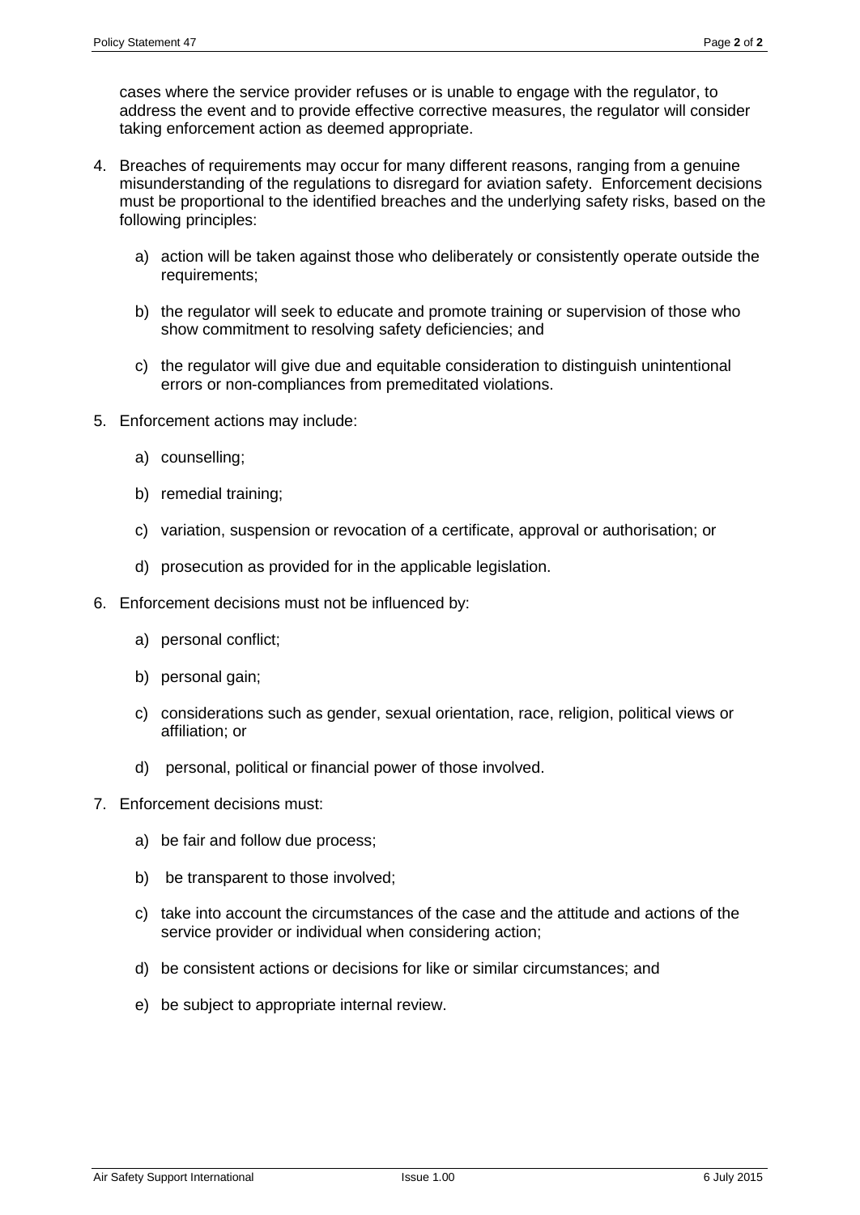cases where the service provider refuses or is unable to engage with the regulator, to address the event and to provide effective corrective measures, the regulator will consider taking enforcement action as deemed appropriate.

4. Breaches of requirements may occur for many different reasons, ranging from a genuine misunderstanding of the regulations to disregard for aviation safety. Enforcement decisions must be proportional to the identified breaches and the underlying safety risks, based on the following principles:

    a) action will be taken against those who deliberately or consistently operate outside the requirements;

    b) the regulator will seek to educate and promote training or supervision of those who show commitment to resolving safety deficiencies; and

    c) the regulator will give due and equitable consideration to distinguish unintentional errors or non-compliances from premeditated violations.

5. Enforcement actions may include:

    a) counselling;

    b) remedial training;

    c) variation, suspension or revocation of a certificate, approval or authorisation; or

    d) prosecution as provided for in the applicable legislation.

6. Enforcement decisions must not be influenced by:

    a) personal conflict;

    b) personal gain;

    c) considerations such as gender, sexual orientation, race, religion, political views or affiliation; or

    d) personal, political or financial power of those involved.

7. Enforcement decisions must:

    a) be fair and follow due process;

    b) be transparent to those involved;

    c) take into account the circumstances of the case and the attitude and actions of the service provider or individual when considering action;

    d) be consistent actions or decisions for like or similar circumstances; and

    e) be subject to appropriate internal review.